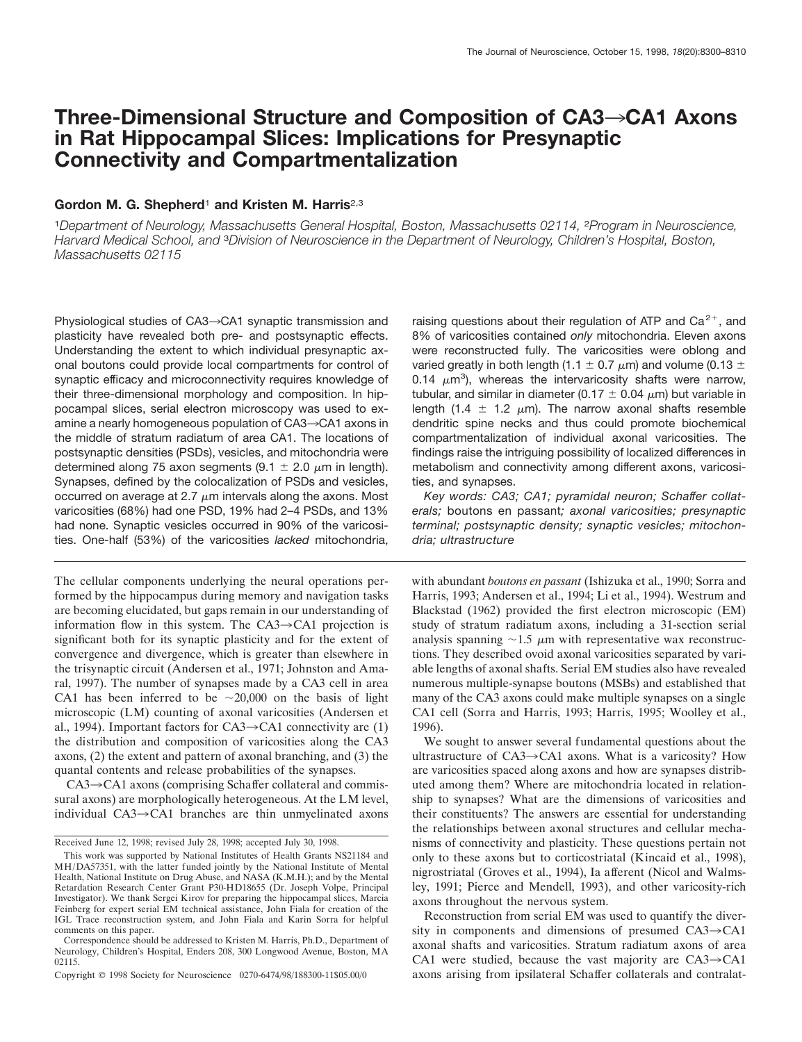# Three-Dimensional Structure and Composition of CA3→CA1 Axons in Rat Hippocampal Slices: Implications for Presynaptic Connectivity and Compartmentalization

**Gordon M. G. Shepherd[1] and Kristen M. Harris[2,3]**

[1]*Department of Neurology, Massachusetts General Hospital, Boston, Massachusetts 02114,* [2]*Program in Neuroscience, Harvard Medical School, and* [3]*Division of Neuroscience in the Department of Neurology, Children's Hospital, Boston, Massachusetts 02115*

Physiological studies of CA3→CA1 synaptic transmission and plasticity have revealed both pre- and postsynaptic effects. Understanding the extent to which individual presynaptic axonal boutons could provide local compartments for control of synaptic efficacy and microconnectivity requires knowledge of their three-dimensional morphology and composition. In hippocampal slices, serial electron microscopy was used to examine a nearly homogeneous population of CA3→CA1 axons in the middle of stratum radiatum of area CA1. The locations of postsynaptic densities (PSDs), vesicles, and mitochondria were determined along 75 axon segments ($9.1 \pm 2.0$ μm in length). Synapses, defined by the colocalization of PSDs and vesicles, occurred on average at 2.7 μm intervals along the axons. Most varicosities (68%) had one PSD, 19% had 2–4 PSDs, and 13% had none. Synaptic vesicles occurred in 90% of the varicosities. One-half (53%) of the varicosities *lacked* mitochondria, raising questions about their regulation of ATP and $Ca^{2+}$, and 8% of varicosities contained *only* mitochondria. Eleven axons were reconstructed fully. The varicosities were oblong and varied greatly in both length ($1.1 \pm 0.7$ μm) and volume ($0.13 \pm 0.14$ μm$^3$), whereas the intervaricosity shafts were narrow, tubular, and similar in diameter ($0.17 \pm 0.04$ μm) but variable in length ($1.4 \pm 1.2$ μm). The narrow axonal shafts resemble dendritic spine necks and thus could promote biochemical compartmentalization of individual axonal varicosities. The findings raise the intriguing possibility of localized differences in metabolism and connectivity among different axons, varicosities, and synapses.

*Key words: CA3; CA1; pyramidal neuron; Schaffer collaterals;* boutons en passant*; axonal varicosities; presynaptic terminal; postsynaptic density; synaptic vesicles; mitochondria; ultrastructure*

The cellular components underlying the neural operations performed by the hippocampus during memory and navigation tasks are becoming elucidated, but gaps remain in our understanding of information flow in this system. The CA3→CA1 projection is significant both for its synaptic plasticity and for the extent of convergence and divergence, which is greater than elsewhere in the trisynaptic circuit (Andersen et al., 1971; Johnston and Amaral, 1997). The number of synapses made by a CA3 cell in area CA1 has been inferred to be ~20,000 on the basis of light microscopic (LM) counting of axonal varicosities (Andersen et al., 1994). Important factors for CA3→CA1 connectivity are (1) the distribution and composition of varicosities along the CA3 axons, (2) the extent and pattern of axonal branching, and (3) the quantal contents and release probabilities of the synapses.

CA3→CA1 axons (comprising Schaffer collateral and commissural axons) are morphologically heterogeneous. At the LM level, individual CA3→CA1 branches are thin unmyelinated axons with abundant *boutons en passant* (Ishizuka et al., 1990; Sorra and Harris, 1993; Andersen et al., 1994; Li et al., 1994). Westrum and Blackstad (1962) provided the first electron microscopic (EM) study of stratum radiatum axons, including a 31-section serial analysis spanning ~1.5 μm with representative wax reconstructions. They described ovoid axonal varicosities separated by variable lengths of axonal shafts. Serial EM studies also have revealed numerous multiple-synapse boutons (MSBs) and established that many of the CA3 axons could make multiple synapses on a single CA1 cell (Sorra and Harris, 1993; Harris, 1995; Woolley et al., 1996).

We sought to answer several fundamental questions about the ultrastructure of CA3→CA1 axons. What is a varicosity? How are varicosities spaced along axons and how are synapses distributed among them? Where are mitochondria located in relationship to synapses? What are the dimensions of varicosities and their constituents? The answers are essential for understanding the relationships between axonal structures and cellular mechanisms of connectivity and plasticity. These questions pertain not only to these axons but to corticostriatal (Kincaid et al., 1998), nigrostriatal (Groves et al., 1994), Ia afferent (Nicol and Walmsley, 1991; Pierce and Mendell, 1993), and other varicosity-rich axons throughout the nervous system.

Reconstruction from serial EM was used to quantify the diversity in components and dimensions of presumed CA3→CA1 axonal shafts and varicosities. Stratum radiatum axons of area CA1 were studied, because the vast majority are CA3→CA1 axons arising from ipsilateral Schaffer collaterals and contralat-

Received June 12, 1998; revised July 28, 1998; accepted July 30, 1998.

This work was supported by National Institutes of Health Grants NS21184 and MH/DA57351, with the latter funded jointly by the National Institute of Mental Health, National Institute on Drug Abuse, and NASA (K.M.H.); and by the Mental Retardation Research Center Grant P30-HD18655 (Dr. Joseph Volpe, Principal Investigator). We thank Sergei Kirov for preparing the hippocampal slices, Marcia Feinberg for expert serial EM technical assistance, John Fiala for creation of the IGL Trace reconstruction system, and John Fiala and Karin Sorra for helpful comments on this paper.

Correspondence should be addressed to Kristen M. Harris, Ph.D., Department of Neurology, Children's Hospital, Enders 208, 300 Longwood Avenue, Boston, MA 02115.

Copyright © 1998 Society for Neuroscience 0270-6474/98/188300-11$05.00/0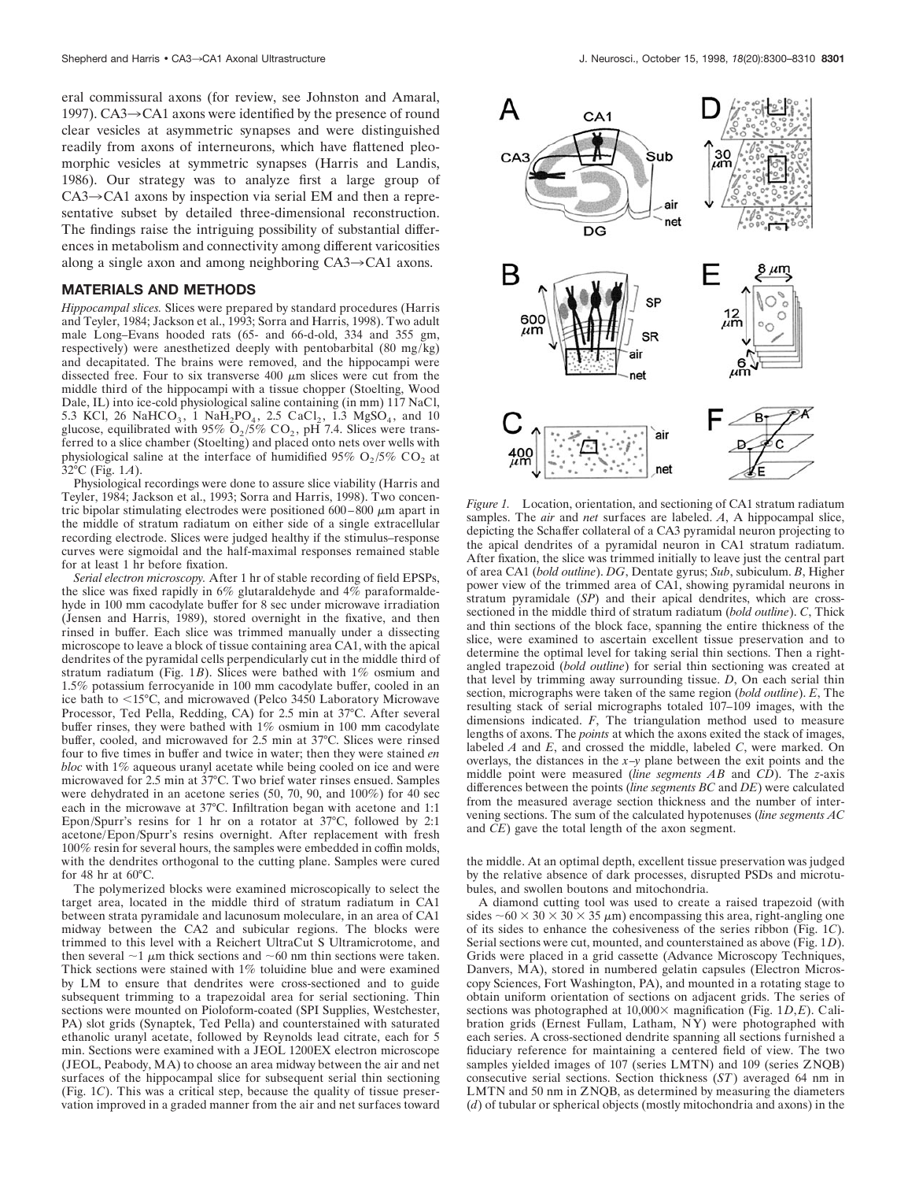eral commissural axons (for review, see Johnston and Amaral, 1997). CA3→CA1 axons were identified by the presence of round clear vesicles at asymmetric synapses and were distinguished readily from axons of interneurons, which have flattened pleomorphic vesicles at symmetric synapses (Harris and Landis, 1986). Our strategy was to analyze first a large group of CA3→CA1 axons by inspection via serial EM and then a representative subset by detailed three-dimensional reconstruction. The findings raise the intriguing possibility of substantial differences in metabolism and connectivity among different varicosities along a single axon and among neighboring CA3→CA1 axons.

## MATERIALS AND METHODS

***Hippocampal slices.*** Slices were prepared by standard procedures (Harris and Teyler, 1984; Jackson et al., 1993; Sorra and Harris, 1998). Two adult male Long–Evans hooded rats (65- and 66-d-old, 334 and 355 gm, respectively) were anesthetized deeply with pentobarbital (80 mg/kg) and decapitated. The brains were removed, and the hippocampi were dissected free. Four to six transverse 400 μm slices were cut from the middle third of the hippocampi with a tissue chopper (Stoelting, Wood Dale, IL) into ice-cold physiological saline containing (in mM) 117 NaCl, 5.3 KCl, 26 $NaHCO_3$, 1 $NaH_2PO_4$, 2.5 $CaCl_2$, 1.3 $MgSO_4$, and 10 glucose, equilibrated with 95% $O_2$/5% $CO_2$, pH 7.4. Slices were transferred to a slice chamber (Stoelting) and placed onto nets over wells with physiological saline at the interface of humidified 95% $O_2$/5% $CO_2$ at 32°C (Fig. 1*A*).

Physiological recordings were done to assure slice viability (Harris and Teyler, 1984; Jackson et al., 1993; Sorra and Harris, 1998). Two concentric bipolar stimulating electrodes were positioned 600–800 μm apart in the middle of stratum radiatum on either side of a single extracellular recording electrode. Slices were judged healthy if the stimulus–response curves were sigmoidal and the half-maximal responses remained stable for at least 1 hr before fixation.

***Serial electron microscopy.*** After 1 hr of stable recording of field EPSPs, the slice was fixed rapidly in 6% glutaraldehyde and 4% paraformaldehyde in 100 mM cacodylate buffer for 8 sec under microwave irradiation (Jensen and Harris, 1989), stored overnight in the fixative, and then rinsed in buffer. Each slice was trimmed manually under a dissecting microscope to leave a block of tissue containing area CA1, with the apical dendrites of the pyramidal cells perpendicularly cut in the middle third of stratum radiatum (Fig. 1*B*). Slices were bathed with 1% osmium and 1.5% potassium ferrocyanide in 100 mM cacodylate buffer, cooled in an ice bath to <15°C, and microwaved (Pelco 3450 Laboratory Microwave Processor, Ted Pella, Redding, CA) for 2.5 min at 37°C. After several buffer rinses, they were bathed with 1% osmium in 100 mM cacodylate buffer, cooled, and microwaved for 2.5 min at 37°C. Slices were rinsed four to five times in buffer and twice in water; then they were stained *en bloc* with 1% aqueous uranyl acetate while being cooled on ice and were microwaved for 2.5 min at 37°C. Two brief water rinses ensued. Samples were dehydrated in an acetone series (50, 70, 90, and 100%) for 40 sec each in the microwave at 37°C. Infiltration began with acetone and 1:1 Epon/Spurr's resins for 1 hr on a rotator at 37°C, followed by 2:1 acetone/Epon/Spurr's resins overnight. After replacement with fresh 100% resin for several hours, the samples were embedded in coffin molds, with the dendrites orthogonal to the cutting plane. Samples were cured for 48 hr at 60°C.

The polymerized blocks were examined microscopically to select the target area, located in the middle third of stratum radiatum in CA1 between strata pyramidale and lacunosum moleculare, in an area of CA1 midway between the CA2 and subicular regions. The blocks were trimmed to this level with a Reichert UltraCut S Ultramicrotome, and then several ~1 μm thick sections and ~60 nm thin sections were taken. Thick sections were stained with 1% toluidine blue and were examined by LM to ensure that dendrites were cross-sectioned and to guide subsequent trimming to a trapezoidal area for serial sectioning. Thin sections were mounted on Pioloform-coated (SPI Supplies, Westchester, PA) slot grids (Synaptek, Ted Pella) and counterstained with saturated ethanolic uranyl acetate, followed by Reynolds lead citrate, each for 5 min. Sections were examined with a JEOL 1200EX electron microscope (JEOL, Peabody, MA) to choose an area midway between the air and net surfaces of the hippocampal slice for subsequent serial thin sectioning (Fig. 1*C*). This was a critical step, because the quality of tissue preservation improved in a graded manner from the air and net surfaces toward the middle. At an optimal depth, excellent tissue preservation was judged by the relative absence of dark processes, disrupted PSDs and microtubules, and swollen boutons and mitochondria.

*Figure 1.* Location, orientation, and sectioning of CA1 stratum radiatum samples. The *air* and *net* surfaces are labeled. *A*, A hippocampal slice, depicting the Schaffer collateral of a CA3 pyramidal neuron projecting to the apical dendrites of a pyramidal neuron in CA1 stratum radiatum. After fixation, the slice was trimmed initially to leave just the central part of area CA1 (*bold outline*). *DG*, Dentate gyrus; *Sub*, subiculum. *B*, Higher power view of the trimmed area of CA1, showing pyramidal neurons in stratum pyramidale (*SP*) and their apical dendrites, which are cross-sectioned in the middle third of stratum radiatum (*bold outline*). *C*, Thick and thin sections of the block face, spanning the entire thickness of the slice, were examined to ascertain excellent tissue preservation and to determine the optimal level for taking serial thin sections. Then a right-angled trapezoid (*bold outline*) for serial thin sectioning was created at that level by trimming away surrounding tissue. *D*, On each serial thin section, micrographs were taken of the same region (*bold outline*). *E*, The resulting stack of serial micrographs totaled 107–109 images, with the dimensions indicated. *F*, The triangulation method used to measure lengths of axons. The *points* at which the axons exited the stack of images, labeled *A* and *E*, and crossed the middle, labeled *C*, were marked. On overlays, the distances in the *x–y* plane between the exit points and the middle point were measured (*line segments AB* and *CD*). The *z*-axis differences between the points (*line segments BC* and *DE*) were calculated from the measured average section thickness and the number of intervening sections. The sum of the calculated hypotenuses (*line segments AC* and *CE*) gave the total length of the axon segment.

A diamond cutting tool was used to create a raised trapezoid (with sides ~60 × 30 × 30 × 35 μm) encompassing this area, right-angling one of its sides to enhance the cohesiveness of the series ribbon (Fig. 1*C*). Serial sections were cut, mounted, and counterstained as above (Fig. 1*D*). Grids were placed in a grid cassette (Advance Microscopy Techniques, Danvers, MA), stored in numbered gelatin capsules (Electron Microscopy Sciences, Fort Washington, PA), and mounted in a rotating stage to obtain uniform orientation of sections on adjacent grids. The series of sections was photographed at 10,000× magnification (Fig. 1*D*,*E*). Calibration grids (Ernest Fullam, Latham, NY) were photographed with each series. A cross-sectioned dendrite spanning all sections furnished a fiduciary reference for maintaining a centered field of view. The two samples yielded images of 107 (series LMTN) and 109 (series ZNQB) consecutive serial sections. Section thickness (*ST*) averaged 64 nm in LMTN and 50 nm in ZNQB, as determined by measuring the diameters (*d*) of tubular or spherical objects (mostly mitochondria and axons) in the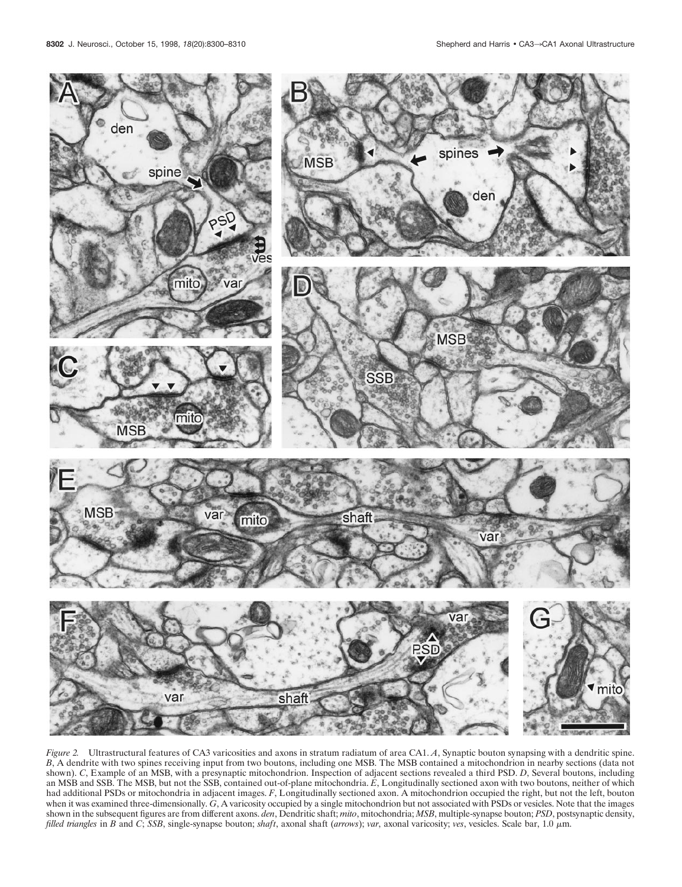*Figure 2.* Ultrastructural features of CA3 varicosities and axons in stratum radiatum of area CA1. *A*, Synaptic bouton synapsing with a dendritic spine. *B*, A dendrite with two spines receiving input from two boutons, including one MSB. The MSB contained a mitochondrion in nearby sections (data not shown). *C*, Example of an MSB, with a presynaptic mitochondrion. Inspection of adjacent sections revealed a third PSD. *D*, Several boutons, including an MSB and SSB. The MSB, but not the SSB, contained out-of-plane mitochondria. *E*, Longitudinally sectioned axon with two boutons, neither of which had additional PSDs or mitochondria in adjacent images. *F*, Longitudinally sectioned axon. A mitochondrion occupied the right, but not the left, bouton when it was examined three-dimensionally. *G*, A varicosity occupied by a single mitochondrion but not associated with PSDs or vesicles. Note that the images shown in the subsequent figures are from different axons. *den*, Dendritic shaft; *mito*, mitochondria; *MSB*, multiple-synapse bouton; *PSD*, postsynaptic density, *filled triangles* in *B* and *C*; *SSB*, single-synapse bouton; *shaft*, axonal shaft (*arrows*); *var*, axonal varicosity; *ves*, vesicles. Scale bar, 1.0 μm.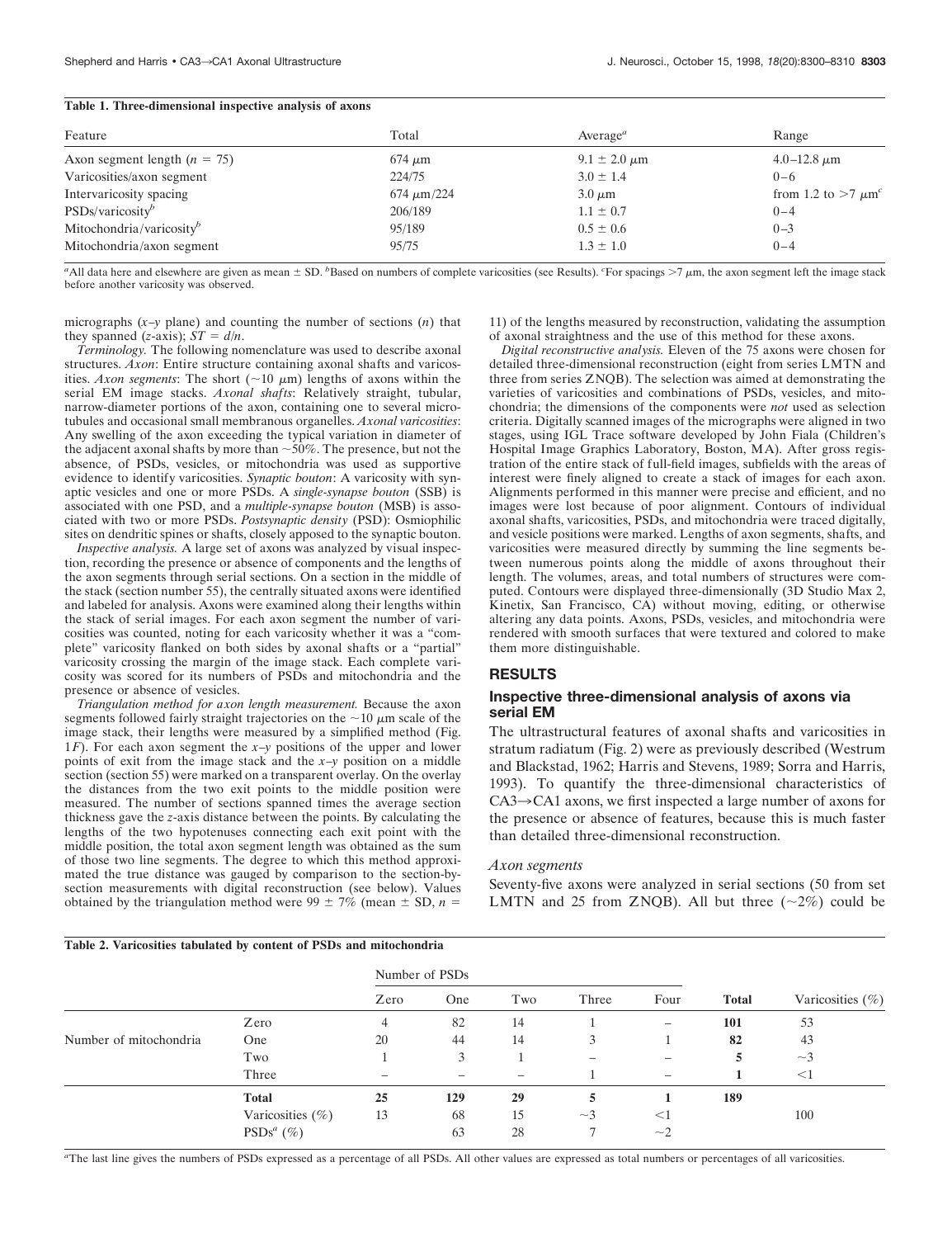**Table 1. Three-dimensional inspective analysis of axons**

| Feature | Total | Average[a] | Range |
|---|---|---|---|
| Axon segment length ($n$ = 75) | 674 μm | 9.1 ± 2.0 μm | 4.0–12.8 μm |
| Varicosities/axon segment | 224/75 | 3.0 ± 1.4 | 0–6 |
| Intervaricosity spacing | 674 μm/224 | 3.0 μm | from 1.2 to >7 μm[c] |
| PSDs/varicosity[b] | 206/189 | 1.1 ± 0.7 | 0–4 |
| Mitochondria/varicosity[b] | 95/189 | 0.5 ± 0.6 | 0–3 |
| Mitochondria/axon segment | 95/75 | 1.3 ± 1.0 | 0–4 |

[a]All data here and elsewhere are given as mean ± SD. [b]Based on numbers of complete varicosities (see Results). [c]For spacings >7 μm, the axon segment left the image stack before another varicosity was observed.

micrographs ($x$–$y$ plane) and counting the number of sections ($n$) that they spanned ($z$-axis); $ST = d/n$.

*Terminology.* The following nomenclature was used to describe axonal structures. *Axon*: Entire structure containing axonal shafts and varicosities. *Axon segments*: The short (~10 μm) lengths of axons within the serial EM image stacks. *Axonal shafts*: Relatively straight, tubular, narrow-diameter portions of the axon, containing one to several microtubules and occasional small membranous organelles. *Axonal varicosities*: Any swelling of the axon exceeding the typical variation in diameter of the adjacent axonal shafts by more than ~50%. The presence, but not the absence, of PSDs, vesicles, or mitochondria was used as supportive evidence to identify varicosities. *Synaptic bouton*: A varicosity with synaptic vesicles and one or more PSDs. A *single-synapse bouton* (SSB) is associated with one PSD, and a *multiple-synapse bouton* (MSB) is associated with two or more PSDs. *Postsynaptic density* (PSD): Osmiophilic sites on dendritic spines or shafts, closely apposed to the synaptic bouton.

*Inspective analysis.* A large set of axons was analyzed by visual inspection, recording the presence or absence of components and the lengths of the axon segments through serial sections. On a section in the middle of the stack (section number 55), the centrally situated axons were identified and labeled for analysis. Axons were examined along their lengths within the stack of serial images. For each axon segment the number of varicosities was counted, noting for each varicosity whether it was a "complete" varicosity flanked on both sides by axonal shafts or a "partial" varicosity crossing the margin of the image stack. Each complete varicosity was scored for its numbers of PSDs and mitochondria and the presence or absence of vesicles.

*Triangulation method for axon length measurement.* Because the axon segments followed fairly straight trajectories on the ~10 μm scale of the image stack, their lengths were measured by a simplified method (Fig. 1*F*). For each axon segment the $x$–$y$ positions of the upper and lower points of exit from the image stack and the $x$–$y$ position on a middle section (section 55) were marked on a transparent overlay. On the overlay the distances from the two exit points to the middle position were measured. The number of sections spanned times the average section thickness gave the $z$-axis distance between the points. By calculating the lengths of the two hypotenuses connecting each exit point with the middle position, the total axon segment length was obtained as the sum of those two line segments. The degree to which this method approximated the true distance was gauged by comparison to the section-by-section measurements with digital reconstruction (see below). Values obtained by the triangulation method were 99 ± 7% (mean ± SD, $n$ = 11) of the lengths measured by reconstruction, validating the assumption of axonal straightness and the use of this method for these axons.

*Digital reconstructive analysis.* Eleven of the 75 axons were chosen for detailed three-dimensional reconstruction (eight from series LMTN and three from series ZNQB). The selection was aimed at demonstrating the varieties of varicosities and combinations of PSDs, vesicles, and mitochondria; the dimensions of the components were *not* used as selection criteria. Digitally scanned images of the micrographs were aligned in two stages, using IGL Trace software developed by John Fiala (Children's Hospital Image Graphics Laboratory, Boston, MA). After gross registration of the entire stack of full-field images, subfields with the areas of interest were finely aligned to create a stack of images for each axon. Alignments performed in this manner were precise and efficient, and no images were lost because of poor alignment. Contours of individual axonal shafts, varicosities, PSDs, and mitochondria were traced digitally, and vesicle positions were marked. Lengths of axon segments, shafts, and varicosities were measured directly by summing the line segments between numerous points along the middle of axons throughout their length. The volumes, areas, and total numbers of structures were computed. Contours were displayed three-dimensionally (3D Studio Max 2, Kinetix, San Francisco, CA) without moving, editing, or otherwise altering any data points. Axons, PSDs, vesicles, and mitochondria were rendered with smooth surfaces that were textured and colored to make them more distinguishable.

## RESULTS

### Inspective three-dimensional analysis of axons via serial EM

The ultrastructural features of axonal shafts and varicosities in stratum radiatum (Fig. 2) were as previously described (Westrum and Blackstad, 1962; Harris and Stevens, 1989; Sorra and Harris, 1993). To quantify the three-dimensional characteristics of CA3→CA1 axons, we first inspected a large number of axons for the presence or absence of features, because this is much faster than detailed three-dimensional reconstruction.

#### *Axon segments*

Seventy-five axons were analyzed in serial sections (50 from set LMTN and 25 from ZNQB). All but three (~2%) could be

**Table 2. Varicosities tabulated by content of PSDs and mitochondria**

| | | Number of PSDs | | | | | | |
|---|---|---|---|---|---|---|---|---|
| | | Zero | One | Two | Three | Four | **Total** | Varicosities (%) |
| Number of mitochondria | Zero | 4 | 82 | 14 | 1 | – | **101** | 53 |
| | One | 20 | 44 | 14 | 3 | 1 | **82** | 43 |
| | Two | 1 | 3 | 1 | – | – | **5** | ~3 |
| | Three | – | – | – | 1 | – | **1** | <1 |
| | **Total** | **25** | **129** | **29** | **5** | **1** | **189** | |
| | Varicosities (%) | 13 | 68 | 15 | ~3 | <1 | | 100 |
| | PSDs[a] (%) | | 63 | 28 | 7 | ~2 | | |

[a]The last line gives the numbers of PSDs expressed as a percentage of all PSDs. All other values are expressed as total numbers or percentages of all varicosities.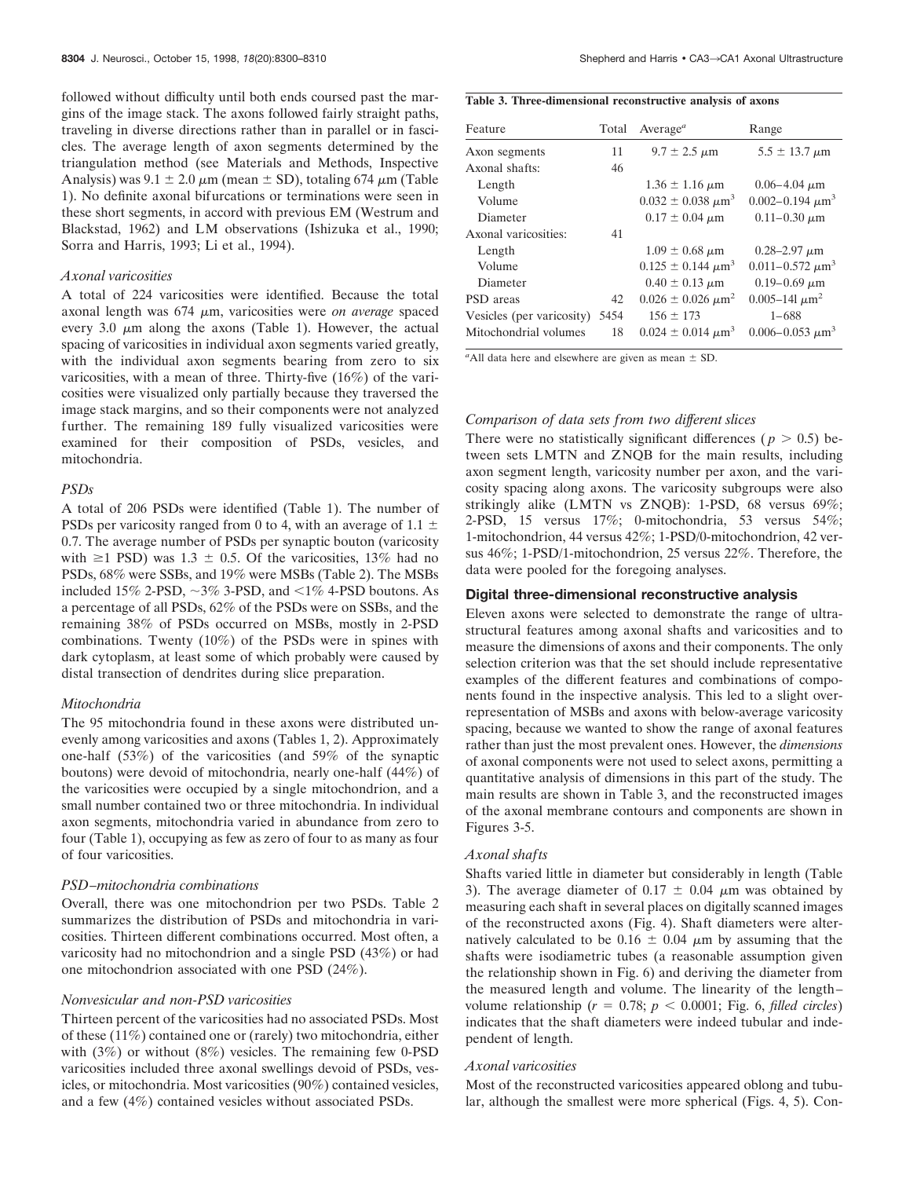followed without difficulty until both ends coursed past the margins of the image stack. The axons followed fairly straight paths, traveling in diverse directions rather than in parallel or in fascicles. The average length of axon segments determined by the triangulation method (see Materials and Methods, Inspective Analysis) was 9.1 ± 2.0 μm (mean ± SD), totaling 674 μm (Table 1). No definite axonal bifurcations or terminations were seen in these short segments, in accord with previous EM (Westrum and Blackstad, 1962) and LM observations (Ishizuka et al., 1990; Sorra and Harris, 1993; Li et al., 1994).

### *Axonal varicosities*

A total of 224 varicosities were identified. Because the total axonal length was 674 μm, varicosities were *on average* spaced every 3.0 μm along the axons (Table 1). However, the actual spacing of varicosities in individual axon segments varied greatly, with the individual axon segments bearing from zero to six varicosities, with a mean of three. Thirty-five (16%) of the varicosities were visualized only partially because they traversed the image stack margins, and so their components were not analyzed further. The remaining 189 fully visualized varicosities were examined for their composition of PSDs, vesicles, and mitochondria.

### *PSDs*

A total of 206 PSDs were identified (Table 1). The number of PSDs per varicosity ranged from 0 to 4, with an average of 1.1 ± 0.7. The average number of PSDs per synaptic bouton (varicosity with ≥1 PSD) was 1.3 ± 0.5. Of the varicosities, 13% had no PSDs, 68% were SSBs, and 19% were MSBs (Table 2). The MSBs included 15% 2-PSD, ~3% 3-PSD, and <1% 4-PSD boutons. As a percentage of all PSDs, 62% of the PSDs were on SSBs, and the remaining 38% of PSDs occurred on MSBs, mostly in 2-PSD combinations. Twenty (10%) of the PSDs were in spines with dark cytoplasm, at least some of which probably were caused by distal transection of dendrites during slice preparation.

### *Mitochondria*

The 95 mitochondria found in these axons were distributed unevenly among varicosities and axons (Tables 1, 2). Approximately one-half (53%) of the varicosities (and 59% of the synaptic boutons) were devoid of mitochondria, nearly one-half (44%) of the varicosities were occupied by a single mitochondrion, and a small number contained two or three mitochondria. In individual axon segments, mitochondria varied in abundance from zero to four (Table 1), occupying as few as zero of four to as many as four of four varicosities.

### *PSD–mitochondria combinations*

Overall, there was one mitochondrion per two PSDs. Table 2 summarizes the distribution of PSDs and mitochondria in varicosities. Thirteen different combinations occurred. Most often, a varicosity had no mitochondrion and a single PSD (43%) or had one mitochondrion associated with one PSD (24%).

### *Nonvesicular and non-PSD varicosities*

Thirteen percent of the varicosities had no associated PSDs. Most of these (11%) contained one or (rarely) two mitochondria, either with (3%) or without (8%) vesicles. The remaining few 0-PSD varicosities included three axonal swellings devoid of PSDs, vesicles, or mitochondria. Most varicosities (90%) contained vesicles, and a few (4%) contained vesicles without associated PSDs.

**Table 3. Three-dimensional reconstructive analysis of axons**

| Feature | Total | Average[a] | Range |
|---|---|---|---|
| Axon segments | 11 | 9.7 ± 2.5 μm | 5.5 ± 13.7 μm |
| Axonal shafts: | 46 | | |
| Length | | 1.36 ± 1.16 μm | 0.06–4.04 μm |
| Volume | | 0.032 ± 0.038 μm$^3$ | 0.002–0.194 μm$^3$ |
| Diameter | | 0.17 ± 0.04 μm | 0.11–0.30 μm |
| Axonal varicosities: | 41 | | |
| Length | | 1.09 ± 0.68 μm | 0.28–2.97 μm |
| Volume | | 0.125 ± 0.144 μm$^3$ | 0.011–0.572 μm$^3$ |
| Diameter | | 0.40 ± 0.13 μm | 0.19–0.69 μm |
| PSD areas | 42 | 0.026 ± 0.026 μm$^2$ | 0.005–14l μm$^2$ |
| Vesicles (per varicosity) | 5454 | 156 ± 173 | 1–688 |
| Mitochondrial volumes | 18 | 0.024 ± 0.014 μm$^3$ | 0.006–0.053 μm$^3$ |

[a]All data here and elsewhere are given as mean ± SD.

### *Comparison of data sets from two different slices*

There were no statistically significant differences ($p > 0.5$) between sets LMTN and ZNQB for the main results, including axon segment length, varicosity number per axon, and the varicosity spacing along axons. The varicosity subgroups were also strikingly alike (LMTN vs ZNQB): 1-PSD, 68 versus 69%; 2-PSD, 15 versus 17%; 0-mitochondria, 53 versus 54%; 1-mitochondrion, 44 versus 42%; 1-PSD/0-mitochondrion, 42 versus 46%; 1-PSD/1-mitochondrion, 25 versus 22%. Therefore, the data were pooled for the foregoing analyses.

## Digital three-dimensional reconstructive analysis

Eleven axons were selected to demonstrate the range of ultrastructural features among axonal shafts and varicosities and to measure the dimensions of axons and their components. The only selection criterion was that the set should include representative examples of the different features and combinations of components found in the inspective analysis. This led to a slight overrepresentation of MSBs and axons with below-average varicosity spacing, because we wanted to show the range of axonal features rather than just the most prevalent ones. However, the *dimensions* of axonal components were not used to select axons, permitting a quantitative analysis of dimensions in this part of the study. The main results are shown in Table 3, and the reconstructed images of the axonal membrane contours and components are shown in Figures 3-5.

### *Axonal shafts*

Shafts varied little in diameter but considerably in length (Table 3). The average diameter of 0.17 ± 0.04 μm was obtained by measuring each shaft in several places on digitally scanned images of the reconstructed axons (Fig. 4). Shaft diameters were alternatively calculated to be 0.16 ± 0.04 μm by assuming that the shafts were isodiametric tubes (a reasonable assumption given the relationship shown in Fig. 6) and deriving the diameter from the measured length and volume. The linearity of the length–volume relationship ($r = 0.78$; $p < 0.0001$; Fig. 6, *filled circles*) indicates that the shaft diameters were indeed tubular and independent of length.

### *Axonal varicosities*

Most of the reconstructed varicosities appeared oblong and tubular, although the smallest were more spherical (Figs. 4, 5). Con-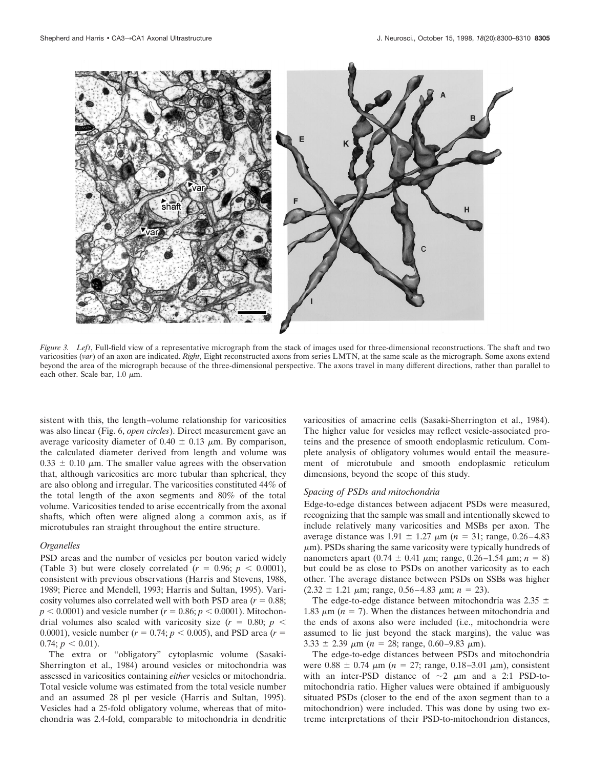*Figure 3.* *Left*, Full-field view of a representative micrograph from the stack of images used for three-dimensional reconstructions. The shaft and two varicosities (*var*) of an axon are indicated. *Right*, Eight reconstructed axons from series LMTN, at the same scale as the micrograph. Some axons extend beyond the area of the micrograph because of the three-dimensional perspective. The axons travel in many different directions, rather than parallel to each other. Scale bar, 1.0 μm.

sistent with this, the length–volume relationship for varicosities was also linear (Fig. 6, *open circles*). Direct measurement gave an average varicosity diameter of 0.40 ± 0.13 μm. By comparison, the calculated diameter derived from length and volume was 0.33 ± 0.10 μm. The smaller value agrees with the observation that, although varicosities are more tubular than spherical, they are also oblong and irregular. The varicosities constituted 44% of the total length of the axon segments and 80% of the total volume. Varicosities tended to arise eccentrically from the axonal shafts, which often were aligned along a common axis, as if microtubules ran straight throughout the entire structure.

### *Organelles*

PSD areas and the number of vesicles per bouton varied widely (Table 3) but were closely correlated ($r = 0.96$; $p < 0.0001$), consistent with previous observations (Harris and Stevens, 1988, 1989; Pierce and Mendell, 1993; Harris and Sultan, 1995). Varicosity volumes also correlated well with both PSD area ($r = 0.88$; $p < 0.0001$) and vesicle number ($r = 0.86$; $p < 0.0001$). Mitochondrial volumes also scaled with varicosity size ($r = 0.80$; $p < 0.0001$), vesicle number ($r = 0.74$; $p < 0.005$), and PSD area ($r = 0.74$; $p < 0.01$).

The extra or "obligatory" cytoplasmic volume (Sasaki-Sherrington et al., 1984) around vesicles or mitochondria was assessed in varicosities containing *either* vesicles or mitochondria. Total vesicle volume was estimated from the total vesicle number and an assumed 28 pl per vesicle (Harris and Sultan, 1995). Vesicles had a 25-fold obligatory volume, whereas that of mitochondria was 2.4-fold, comparable to mitochondria in dendritic varicosities of amacrine cells (Sasaki-Sherrington et al., 1984). The higher value for vesicles may reflect vesicle-associated proteins and the presence of smooth endoplasmic reticulum. Complete analysis of obligatory volumes would entail the measurement of microtubule and smooth endoplasmic reticulum dimensions, beyond the scope of this study.

### *Spacing of PSDs and mitochondria*

Edge-to-edge distances between adjacent PSDs were measured, recognizing that the sample was small and intentionally skewed to include relatively many varicosities and MSBs per axon. The average distance was 1.91 ± 1.27 μm ($n = 31$; range, 0.26–4.83 μm). PSDs sharing the same varicosity were typically hundreds of nanometers apart (0.74 ± 0.41 μm; range, 0.26–1.54 μm; $n = 8$) but could be as close to PSDs on another varicosity as to each other. The average distance between PSDs on SSBs was higher (2.32 ± 1.21 μm; range, 0.56–4.83 μm; $n = 23$).

The edge-to-edge distance between mitochondria was 2.35 ± 1.83 μm ($n = 7$). When the distances between mitochondria and the ends of axons also were included (i.e., mitochondria were assumed to lie just beyond the stack margins), the value was 3.33 ± 2.39 μm ($n = 28$; range, 0.60–9.83 μm).

The edge-to-edge distances between PSDs and mitochondria were 0.88 ± 0.74 μm ($n = 27$; range, 0.18–3.01 μm), consistent with an inter-PSD distance of ~2 μm and a 2:1 PSD-to-mitochondria ratio. Higher values were obtained if ambiguously situated PSDs (closer to the end of the axon segment than to a mitochondrion) were included. This was done by using two extreme interpretations of their PSD-to-mitochondrion distances,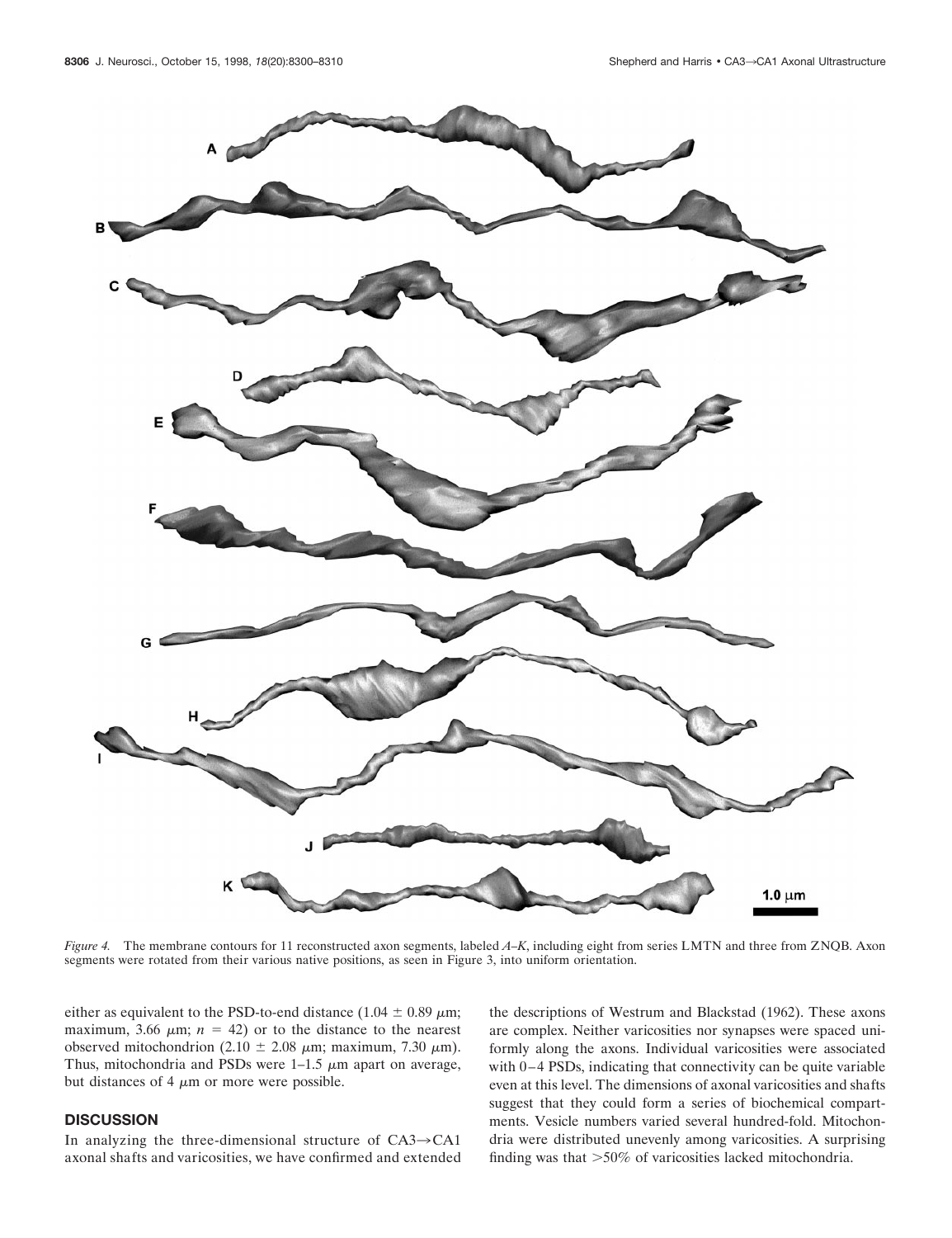*Figure 4.* The membrane contours for 11 reconstructed axon segments, labeled *A–K*, including eight from series LMTN and three from ZNQB. Axon segments were rotated from their various native positions, as seen in Figure 3, into uniform orientation.

either as equivalent to the PSD-to-end distance (1.04 ± 0.89 μm; maximum, 3.66 μm; $n$ = 42) or to the distance to the nearest observed mitochondrion (2.10 ± 2.08 μm; maximum, 7.30 μm). Thus, mitochondria and PSDs were 1–1.5 μm apart on average, but distances of 4 μm or more were possible.

## DISCUSSION

In analyzing the three-dimensional structure of CA3→CA1 axonal shafts and varicosities, we have confirmed and extended the descriptions of Westrum and Blackstad (1962). These axons are complex. Neither varicosities nor synapses were spaced uniformly along the axons. Individual varicosities were associated with 0–4 PSDs, indicating that connectivity can be quite variable even at this level. The dimensions of axonal varicosities and shafts suggest that they could form a series of biochemical compartments. Vesicle numbers varied several hundred-fold. Mitochondria were distributed unevenly among varicosities. A surprising finding was that >50% of varicosities lacked mitochondria.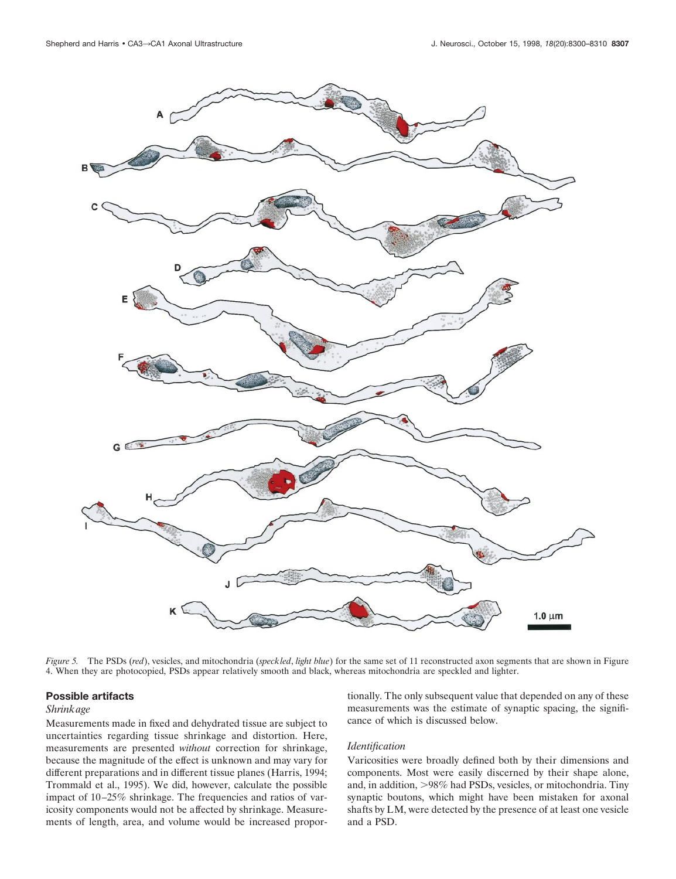*Figure 5.* The PSDs (*red*), vesicles, and mitochondria (*speckled*, *light blue*) for the same set of 11 reconstructed axon segments that are shown in Figure 4. When they are photocopied, PSDs appear relatively smooth and black, whereas mitochondria are speckled and lighter.

## Possible artifacts

### *Shrinkage*

Measurements made in fixed and dehydrated tissue are subject to uncertainties regarding tissue shrinkage and distortion. Here, measurements are presented *without* correction for shrinkage, because the magnitude of the effect is unknown and may vary for different preparations and in different tissue planes (Harris, 1994; Trommald et al., 1995). We did, however, calculate the possible impact of 10–25% shrinkage. The frequencies and ratios of varicosity components would not be affected by shrinkage. Measurements of length, area, and volume would be increased proportionally. The only subsequent value that depended on any of these measurements was the estimate of synaptic spacing, the significance of which is discussed below.

### *Identification*

Varicosities were broadly defined both by their dimensions and components. Most were easily discerned by their shape alone, and, in addition, >98% had PSDs, vesicles, or mitochondria. Tiny synaptic boutons, which might have been mistaken for axonal shafts by LM, were detected by the presence of at least one vesicle and a PSD.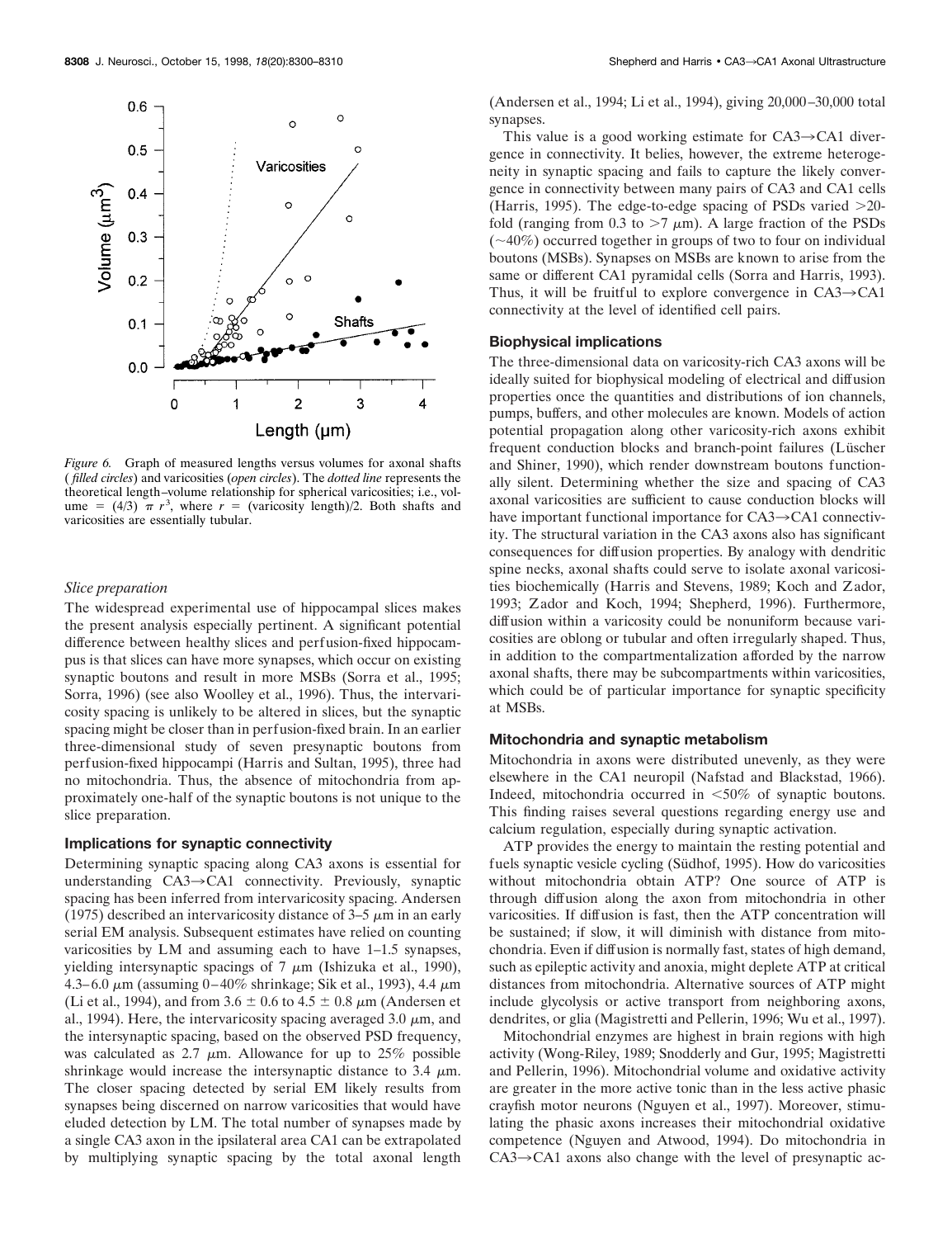*Figure 6.* Graph of measured lengths versus volumes for axonal shafts (*filled circles*) and varicosities (*open circles*). The *dotted line* represents the theoretical length–volume relationship for spherical varicosities; i.e., volume = $(4/3)\ \pi\ r^3$, where $r$ = (varicosity length)/2. Both shafts and varicosities are essentially tubular.

#### *Slice preparation*

The widespread experimental use of hippocampal slices makes the present analysis especially pertinent. A significant potential difference between healthy slices and perfusion-fixed hippocampus is that slices can have more synapses, which occur on existing synaptic boutons and result in more MSBs (Sorra et al., 1995; Sorra, 1996) (see also Woolley et al., 1996). Thus, the intervaricosity spacing is unlikely to be altered in slices, but the synaptic spacing might be closer than in perfusion-fixed brain. In an earlier three-dimensional study of seven presynaptic boutons from perfusion-fixed hippocampi (Harris and Sultan, 1995), three had no mitochondria. Thus, the absence of mitochondria from approximately one-half of the synaptic boutons is not unique to the slice preparation.

### Implications for synaptic connectivity

Determining synaptic spacing along CA3 axons is essential for understanding CA3→CA1 connectivity. Previously, synaptic spacing has been inferred from intervaricosity spacing. Andersen (1975) described an intervaricosity distance of 3–5 μm in an early serial EM analysis. Subsequent estimates have relied on counting varicosities by LM and assuming each to have 1–1.5 synapses, yielding intersynaptic spacings of 7 μm (Ishizuka et al., 1990), 4.3–6.0 μm (assuming 0–40% shrinkage; Sik et al., 1993), 4.4 μm (Li et al., 1994), and from 3.6 ± 0.6 to 4.5 ± 0.8 μm (Andersen et al., 1994). Here, the intervaricosity spacing averaged 3.0 μm, and the intersynaptic spacing, based on the observed PSD frequency, was calculated as 2.7 μm. Allowance for up to 25% possible shrinkage would increase the intersynaptic distance to 3.4 μm. The closer spacing detected by serial EM likely results from synapses being discerned on narrow varicosities that would have eluded detection by LM. The total number of synapses made by a single CA3 axon in the ipsilateral area CA1 can be extrapolated by multiplying synaptic spacing by the total axonal length (Andersen et al., 1994; Li et al., 1994), giving 20,000–30,000 total synapses.

This value is a good working estimate for CA3→CA1 divergence in connectivity. It belies, however, the extreme heterogeneity in synaptic spacing and fails to capture the likely convergence in connectivity between many pairs of CA3 and CA1 cells (Harris, 1995). The edge-to-edge spacing of PSDs varied >20-fold (ranging from 0.3 to >7 μm). A large fraction of the PSDs (~40%) occurred together in groups of two to four on individual boutons (MSBs). Synapses on MSBs are known to arise from the same or different CA1 pyramidal cells (Sorra and Harris, 1993). Thus, it will be fruitful to explore convergence in CA3→CA1 connectivity at the level of identified cell pairs.

### Biophysical implications

The three-dimensional data on varicosity-rich CA3 axons will be ideally suited for biophysical modeling of electrical and diffusion properties once the quantities and distributions of ion channels, pumps, buffers, and other molecules are known. Models of action potential propagation along other varicosity-rich axons exhibit frequent conduction blocks and branch-point failures (Lüscher and Shiner, 1990), which render downstream boutons functionally silent. Determining whether the size and spacing of CA3 axonal varicosities are sufficient to cause conduction blocks will have important functional importance for CA3→CA1 connectivity. The structural variation in the CA3 axons also has significant consequences for diffusion properties. By analogy with dendritic spine necks, axonal shafts could serve to isolate axonal varicosities biochemically (Harris and Stevens, 1989; Koch and Zador, 1993; Zador and Koch, 1994; Shepherd, 1996). Furthermore, diffusion within a varicosity could be nonuniform because varicosities are oblong or tubular and often irregularly shaped. Thus, in addition to the compartmentalization afforded by the narrow axonal shafts, there may be subcompartments within varicosities, which could be of particular importance for synaptic specificity at MSBs.

### Mitochondria and synaptic metabolism

Mitochondria in axons were distributed unevenly, as they were elsewhere in the CA1 neuropil (Nafstad and Blackstad, 1966). Indeed, mitochondria occurred in <50% of synaptic boutons. This finding raises several questions regarding energy use and calcium regulation, especially during synaptic activation.

ATP provides the energy to maintain the resting potential and fuels synaptic vesicle cycling (Südhof, 1995). How do varicosities without mitochondria obtain ATP? One source of ATP is through diffusion along the axon from mitochondria in other varicosities. If diffusion is fast, then the ATP concentration will be sustained; if slow, it will diminish with distance from mitochondria. Even if diffusion is normally fast, states of high demand, such as epileptic activity and anoxia, might deplete ATP at critical distances from mitochondria. Alternative sources of ATP might include glycolysis or active transport from neighboring axons, dendrites, or glia (Magistretti and Pellerin, 1996; Wu et al., 1997).

Mitochondrial enzymes are highest in brain regions with high activity (Wong-Riley, 1989; Snodderly and Gur, 1995; Magistretti and Pellerin, 1996). Mitochondrial volume and oxidative activity are greater in the more active tonic than in the less active phasic crayfish motor neurons (Nguyen et al., 1997). Moreover, stimulating the phasic axons increases their mitochondrial oxidative competence (Nguyen and Atwood, 1994). Do mitochondria in CA3→CA1 axons also change with the level of presynaptic ac-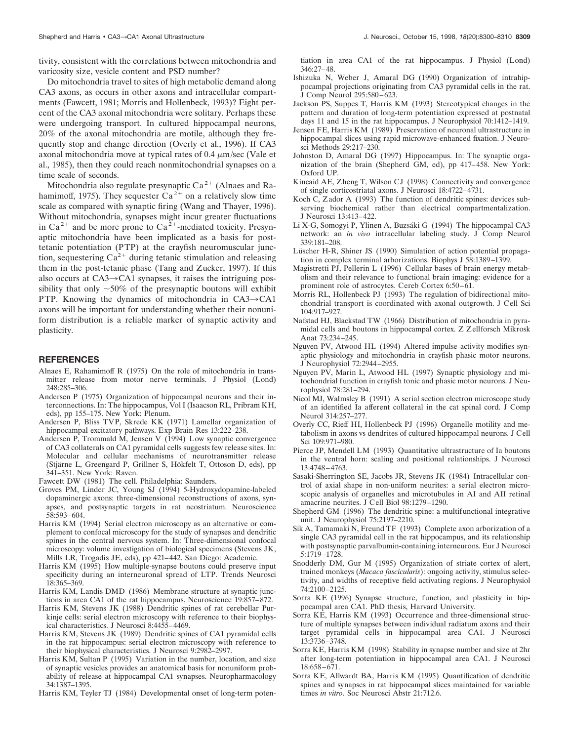tivity, consistent with the correlations between mitochondria and varicosity size, vesicle content and PSD number?

Do mitochondria travel to sites of high metabolic demand along CA3 axons, as occurs in other axons and intracellular compartments (Fawcett, 1981; Morris and Hollenbeck, 1993)? Eight percent of the CA3 axonal mitochondria were solitary. Perhaps these were undergoing transport. In cultured hippocampal neurons, 20% of the axonal mitochondria are motile, although they frequently stop and change direction (Overly et al., 1996). If CA3 axonal mitochondria move at typical rates of 0.4 $\mu$m/sec (Vale et al., 1985), then they could reach nonmitochondrial synapses on a time scale of seconds.

Mitochondria also regulate presynaptic $Ca^{2+}$ (Alnaes and Rahamimoff, 1975). They sequester $Ca^{2+}$ on a relatively slow time scale as compared with synaptic firing (Wang and Thayer, 1996). Without mitochondria, synapses might incur greater fluctuations in $Ca^{2+}$ and be more prone to $Ca^{2+}$-mediated toxicity. Presynaptic mitochondria have been implicated as a basis for post-tetanic potentiation (PTP) at the crayfish neuromuscular junction, sequestering $Ca^{2+}$ during tetanic stimulation and releasing them in the post-tetanic phase (Tang and Zucker, 1997). If this also occurs at CA3→CA1 synapses, it raises the intriguing possibility that only ~50% of the presynaptic boutons will exhibit PTP. Knowing the dynamics of mitochondria in CA3→CA1 axons will be important for understanding whether their nonuniform distribution is a reliable marker of synaptic activity and plasticity.

## REFERENCES

Alnaes E, Rahamimoff R (1975) On the role of mitochondria in transmitter release from motor nerve terminals. J Physiol (Lond) 248:285–306.

Andersen P (1975) Organization of hippocampal neurons and their interconnections. In: The hippocampus, Vol I (Isaacson RL, Pribram KH, eds), pp 155–175. New York: Plenum.

Andersen P, Bliss TVP, Skrede KK (1971) Lamellar organization of hippocampal excitatory pathways. Exp Brain Res 13:222–238.

Andersen P, Trommald M, Jensen V (1994) Low synaptic convergence of CA3 collaterals on CA1 pyramidal cells suggests few release sites. In: Molecular and cellular mechanisms of neurotransmitter release (Stjärne L, Greengard P, Grillner S, Hökfelt T, Ottoson D, eds), pp 341–351. New York: Raven.

Fawcett DW (1981) The cell. Philadelphia: Saunders.

Groves PM, Linder JC, Young SJ (1994) 5-Hydroxydopamine-labeled dopaminergic axons: three-dimensional reconstructions of axons, synapses, and postsynaptic targets in rat neostriatum. Neuroscience 58:593–604.

Harris KM (1994) Serial electron microscopy as an alternative or complement to confocal microscopy for the study of synapses and dendritic spines in the central nervous system. In: Three-dimensional confocal microscopy: volume investigation of biological specimens (Stevens JK, Mills LR, Trogadis JE, eds), pp 421–442. San Diego: Academic.

Harris KM (1995) How multiple-synapse boutons could preserve input specificity during an interneuronal spread of LTP. Trends Neurosci 18:365–369.

Harris KM, Landis DMD (1986) Membrane structure at synaptic junctions in area CA1 of the rat hippocampus. Neuroscience 19:857–872.

Harris KM, Stevens JK (1988) Dendritic spines of rat cerebellar Purkinje cells: serial electron microscopy with reference to their biophysical characteristics. J Neurosci 8:4455–4469.

Harris KM, Stevens JK (1989) Dendritic spines of CA1 pyramidal cells in the rat hippocampus: serial electron microscopy with reference to their biophysical characteristics. J Neurosci 9:2982–2997.

Harris KM, Sultan P (1995) Variation in the number, location, and size of synaptic vesicles provides an anatomical basis for nonuniform probability of release at hippocampal CA1 synapses. Neuropharmacology 34:1387–1395.

Harris KM, Teyler TJ (1984) Developmental onset of long-term potentiation in area CA1 of the rat hippocampus. J Physiol (Lond) 346:27–48.

Ishizuka N, Weber J, Amaral DG (1990) Organization of intrahippocampal projections originating from CA3 pyramidal cells in the rat. J Comp Neurol 295:580–623.

Jackson PS, Suppes T, Harris KM (1993) Stereotypical changes in the pattern and duration of long-term potentiation expressed at postnatal days 11 and 15 in the rat hippocampus. J Neurophysiol 70:1412–1419.

Jensen FE, Harris KM (1989) Preservation of neuronal ultrastructure in hippocampal slices using rapid microwave-enhanced fixation. J Neurosci Methods 29:217–230.

Johnston D, Amaral DG (1997) Hippocampus. In: The synaptic organization of the brain (Shepherd GM, ed), pp 417–458. New York: Oxford UP.

Kincaid AE, Zheng T, Wilson CJ (1998) Connectivity and convergence of single corticostriatal axons. J Neurosci 18:4722–4731.

Koch C, Zador A (1993) The function of dendritic spines: devices subserving biochemical rather than electrical compartmentalization. J Neurosci 13:413–422.

Li X-G, Somogyi P, Ylinen A, Buzsáki G (1994) The hippocampal CA3 network: an *in vivo* intracellular labeling study. J Comp Neurol 339:181–208.

Lüscher H-R, Shiner JS (1990) Simulation of action potential propagation in complex terminal arborizations. Biophys J 58:1389–1399.

Magistretti PJ, Pellerin L (1996) Cellular bases of brain energy metabolism and their relevance to functional brain imaging: evidence for a prominent role of astrocytes. Cereb Cortex 6:50–61.

Morris RL, Hollenbeck PJ (1993) The regulation of bidirectional mitochondrial transport is coordinated with axonal outgrowth. J Cell Sci 104:917–927.

Nafstad HJ, Blackstad TW (1966) Distribution of mitochondria in pyramidal cells and boutons in hippocampal cortex. Z Zellforsch Mikrosk Anat 73:234–245.

Nguyen PV, Atwood HL (1994) Altered impulse activity modifies synaptic physiology and mitochondria in crayfish phasic motor neurons. J Neurophysiol 72:2944–2955.

Nguyen PV, Marin L, Atwood HL (1997) Synaptic physiology and mitochondrial function in crayfish tonic and phasic motor neurons. J Neurophysiol 78:281–294.

Nicol MJ, Walmsley B (1991) A serial section electron microscope study of an identified Ia afferent collateral in the cat spinal cord. J Comp Neurol 314:257–277.

Overly CC, Rieff HI, Hollenbeck PJ (1996) Organelle motility and metabolism in axons vs dendrites of cultured hippocampal neurons. J Cell Sci 109:971–980.

Pierce JP, Mendell LM (1993) Quantitative ultrastructure of Ia boutons in the ventral horn: scaling and positional relationships. J Neurosci 13:4748–4763.

Sasaki-Sherrington SE, Jacobs JR, Stevens JK (1984) Intracellular control of axial shape in non-uniform neurites: a serial electron microscopic analysis of organelles and microtubules in AI and AII retinal amacrine neurites. J Cell Biol 98:1279–1290.

Shepherd GM (1996) The dendritic spine: a multifunctional integrative unit. J Neurophysiol 75:2197–2210.

Sik A, Tamamaki N, Freund TF (1993) Complete axon arborization of a single CA3 pyramidal cell in the rat hippocampus, and its relationship with postsynaptic parvalbumin-containing interneurons. Eur J Neurosci 5:1719–1728.

Snodderly DM, Gur M (1995) Organization of striate cortex of alert, trained monkeys (*Macaca fascicularis*): ongoing activity, stimulus selectivity, and widths of receptive field activating regions. J Neurophysiol 74:2100–2125.

Sorra KE (1996) Synapse structure, function, and plasticity in hippocampal area CA1. PhD thesis, Harvard University.

Sorra KE, Harris KM (1993) Occurrence and three-dimensional structure of multiple synapses between individual radiatum axons and their target pyramidal cells in hippocampal area CA1. J Neurosci 13:3736–3748.

Sorra KE, Harris KM (1998) Stability in synapse number and size at 2hr after long-term potentiation in hippocampal area CA1. J Neurosci 18:658–671.

Sorra KE, Allwardt BA, Harris KM (1995) Quantification of dendritic spines and synapses in rat hippocampal slices maintained for variable times *in vitro*. Soc Neurosci Abstr 21:712.6.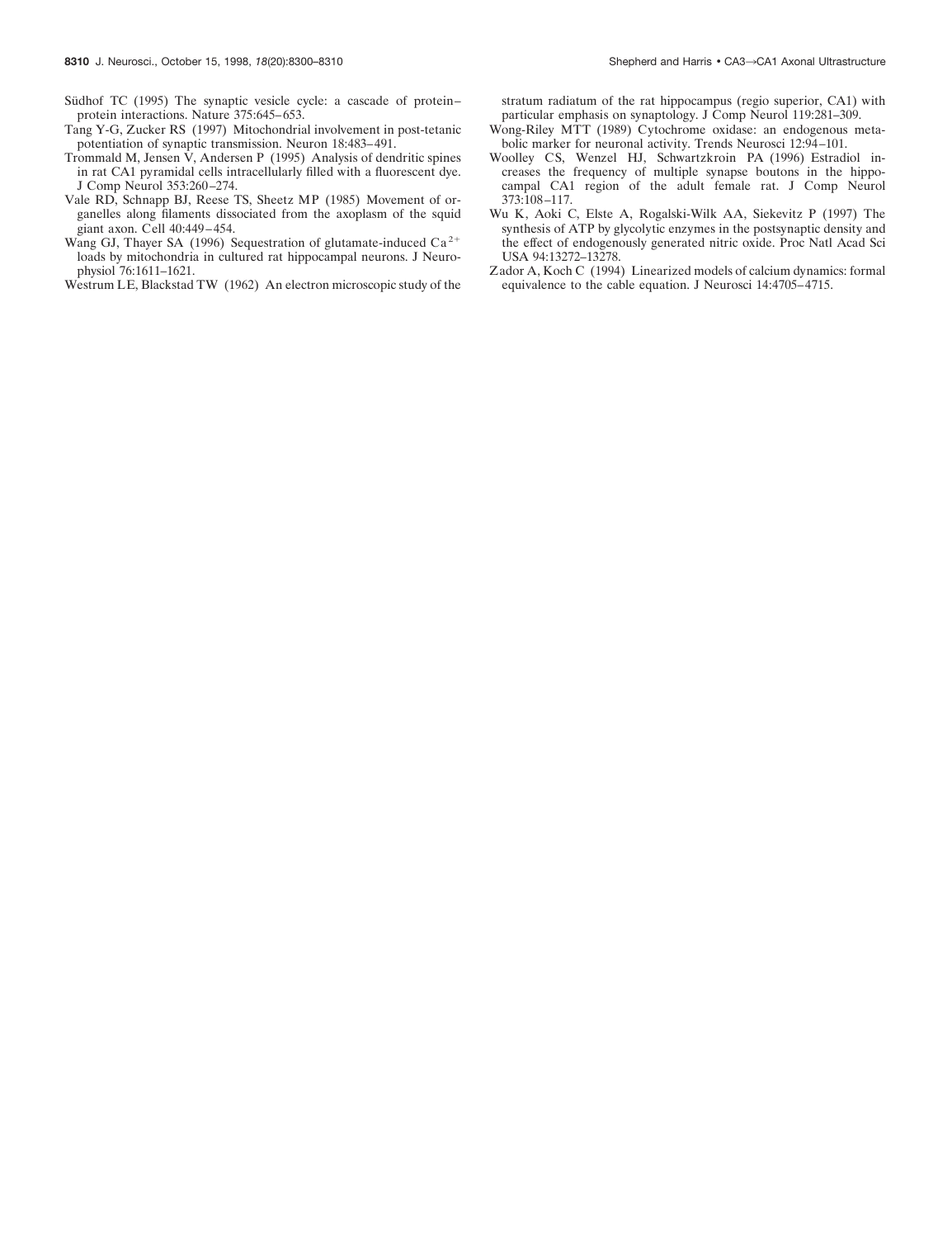Südhof TC (1995) The synaptic vesicle cycle: a cascade of protein–protein interactions. Nature 375:645–653.

Tang Y-G, Zucker RS (1997) Mitochondrial involvement in post-tetanic potentiation of synaptic transmission. Neuron 18:483–491.

Trommald M, Jensen V, Andersen P (1995) Analysis of dendritic spines in rat CA1 pyramidal cells intracellularly filled with a fluorescent dye. J Comp Neurol 353:260–274.

Vale RD, Schnapp BJ, Reese TS, Sheetz MP (1985) Movement of organelles along filaments dissociated from the axoplasm of the squid giant axon. Cell 40:449–454.

Wang GJ, Thayer SA (1996) Sequestration of glutamate-induced $Ca^{2+}$ loads by mitochondria in cultured rat hippocampal neurons. J Neurophysiol 76:1611–1621.

Westrum LE, Blackstad TW (1962) An electron microscopic study of the stratum radiatum of the rat hippocampus (regio superior, CA1) with particular emphasis on synaptology. J Comp Neurol 119:281–309.

Wong-Riley MTT (1989) Cytochrome oxidase: an endogenous metabolic marker for neuronal activity. Trends Neurosci 12:94–101.

Woolley CS, Wenzel HJ, Schwartzkroin PA (1996) Estradiol increases the frequency of multiple synapse boutons in the hippocampal CA1 region of the adult female rat. J Comp Neurol 373:108–117.

Wu K, Aoki C, Elste A, Rogalski-Wilk AA, Siekevitz P (1997) The synthesis of ATP by glycolytic enzymes in the postsynaptic density and the effect of endogenously generated nitric oxide. Proc Natl Acad Sci USA 94:13272–13278.

Zador A, Koch C (1994) Linearized models of calcium dynamics: formal equivalence to the cable equation. J Neurosci 14:4705–4715.